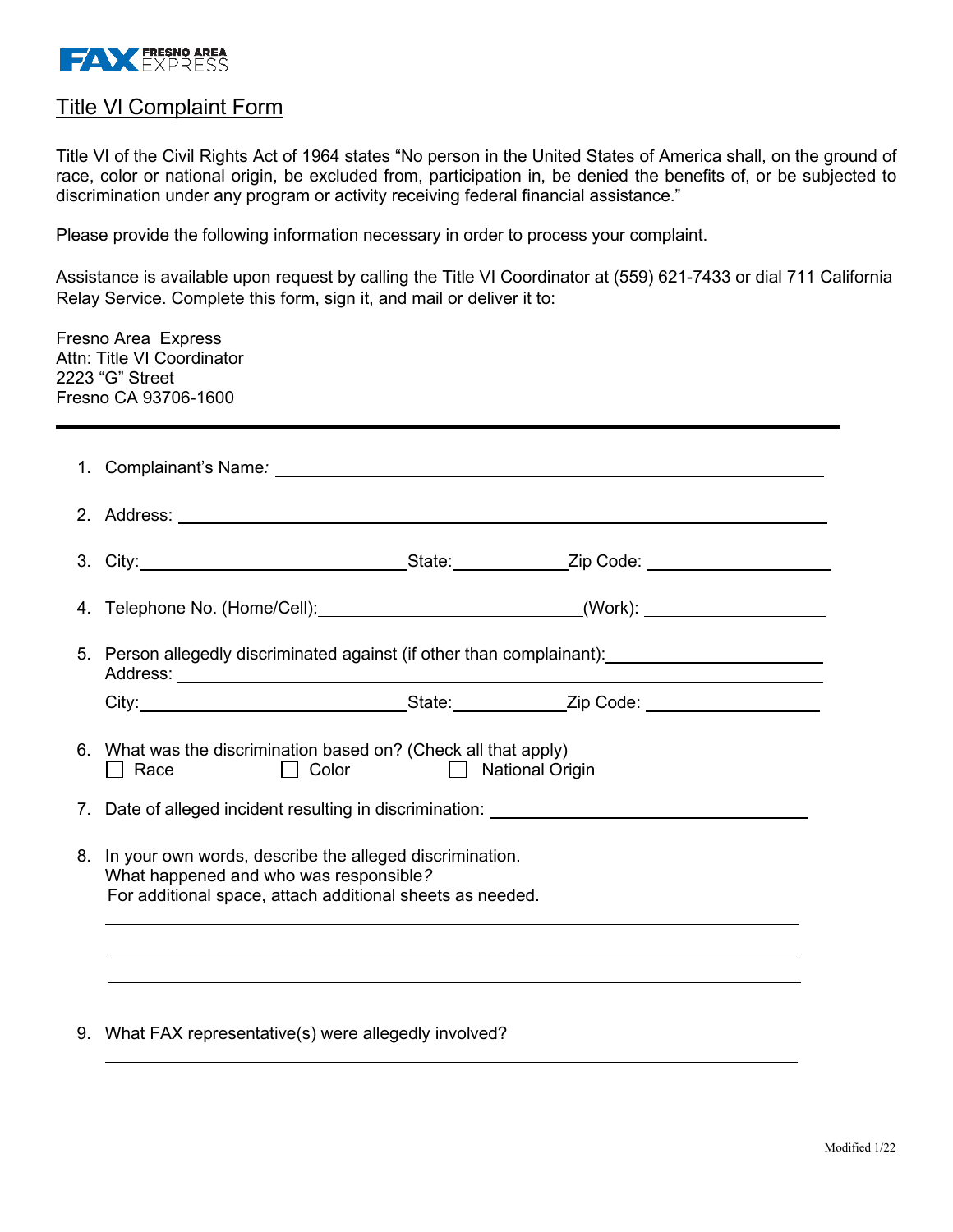FAX FRESNO AREA EXPRESS

# Title VI Complaint Form

Title VI of the Civil Rights Act of 1964 states "No person in the United States of America shall, on the ground of race, color or national origin, be excluded from, participation in, be denied the benefits of, or be subjected to discrimination under any program or activity receiving federal financial assistance."

Please provide the following information necessary in order to process your complaint.

Assistance is available upon request by calling the Title VI Coordinator at (559) 621-7433 or dial 711 California Relay Service. Complete this form, sign it, and mail or deliver it to:

Fresno Area Express
Attn: Title VI Coordinator
2223 "G" Street
Fresno CA 93706-1600

---

1. Complaint's Name: ______________________________
2. Address: ______________________________
3. City: ____________ State: ____________ Zip Code: ____________
4. Telephone No. (Home/Cell): ____________ (Work): ____________
5. Person allegedly discriminated against (if other than complainant): ______________________________
   Address: ______________________________
   City: ____________ State: ____________ Zip Code: ____________
6. What was the discrimination based on? (Check all that apply)
   ☐ Race ☐ Color ☐ National Origin
7. Date of alleged incident resulting in discrimination: ______________________________
8. In your own words, describe the alleged discrimination.
   What happened and who was responsible?
   For additional space, attach additional sheets as needed.
   ______________________________
   ______________________________
   ______________________________
9. What FAX representative(s) were allegedly involved?
   ______________________________

Modified 1/22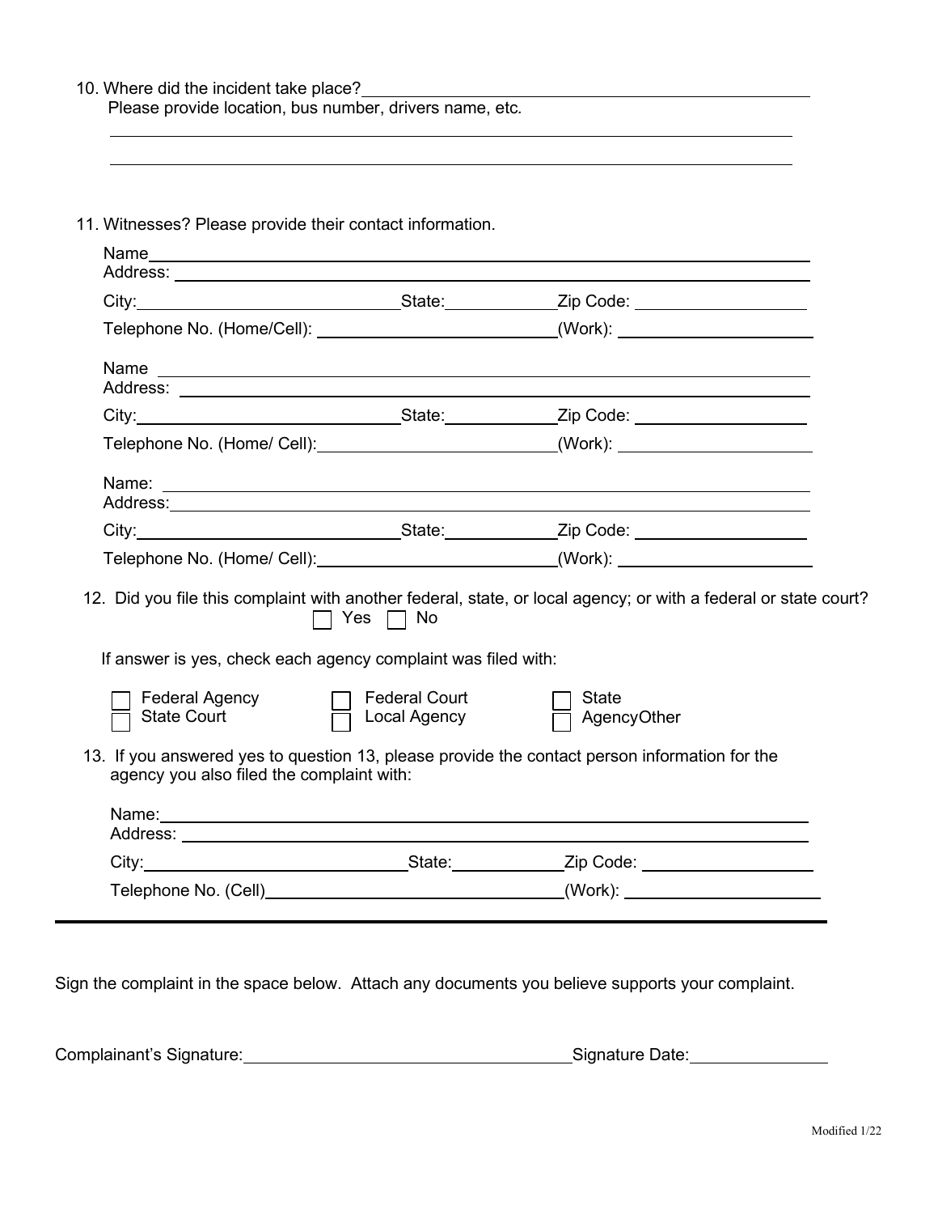10. Where did the incident take place? ______________________________
    Please provide location, bus number, drivers name, etc.

    ______________________________________________________________

    ______________________________________________________________

11. Witnesses? Please provide their contact information.

    Name ______________________________________________________________
    Address: ___________________________________________________________
    City: ______________________ State: __________ Zip Code: ______________
    Telephone No. (Home/Cell): ____________________ (Work): _________________

    Name ______________________________________________________________
    Address: ___________________________________________________________
    City: ______________________ State: __________ Zip Code: ______________
    Telephone No. (Home/ Cell): ____________________ (Work): _________________

    Name: _____________________________________________________________
    Address: ___________________________________________________________
    City: ______________________ State: __________ Zip Code: ______________
    Telephone No. (Home/ Cell): ____________________ (Work): _________________

12. Did you file this complaint with another federal, state, or local agency; or with a federal or state court?
    ☐ Yes ☐ No

    If answer is yes, check each agency complaint was filed with:

    ☐ Federal Agency ☐ Federal Court ☐ State
    ☐ State Court ☐ Local Agency ☐ AgencyOther

13. If you answered yes to question 13, please provide the contact person information for the agency you also filed the complaint with:

    Name: _____________________________________________________________
    Address: ___________________________________________________________
    City: ______________________ State: __________ Zip Code: ______________
    Telephone No. (Cell) ________________________ (Work): _________________

---

Sign the complaint in the space below. Attach any documents you believe supports your complaint.

Complainant's Signature: ______________________________ Signature Date: ______________

Modified 1/22